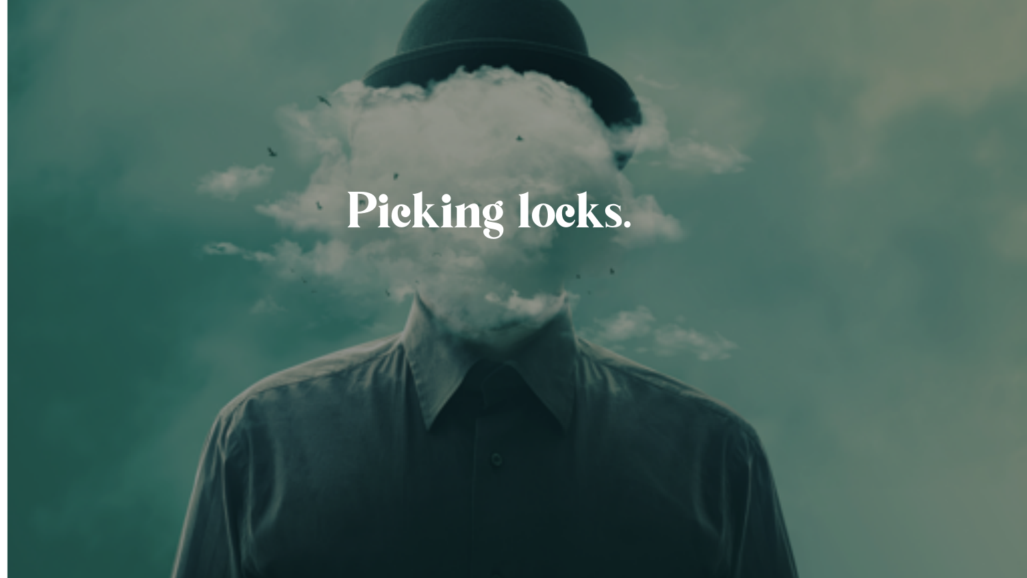# Picking locks.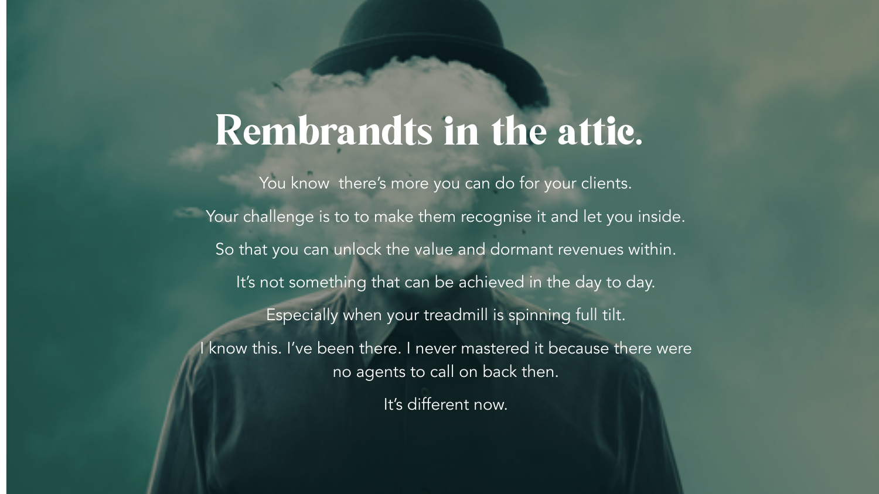# Rembrandts in the attic.

You know  there's more you can do for your clients.

Your challenge is to to make them recognise it and let you inside.

So that you can unlock the value and dormant revenues within.

It's not something that can be achieved in the day to day.

Especially when your treadmill is spinning full tilt.

I know this. I've been there. I never mastered it because there were no agents to call on back then.

It's different now.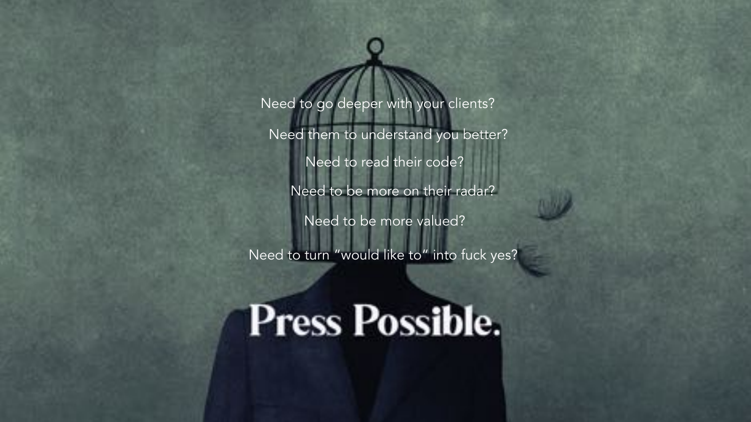Need to go deeper with your clients?

Need them to understand you better?

Need to read their code?

Need to be more on their radar?

Need to be more valued?

Need to turn “would like to“ into fuck yes?

**Press Possible.**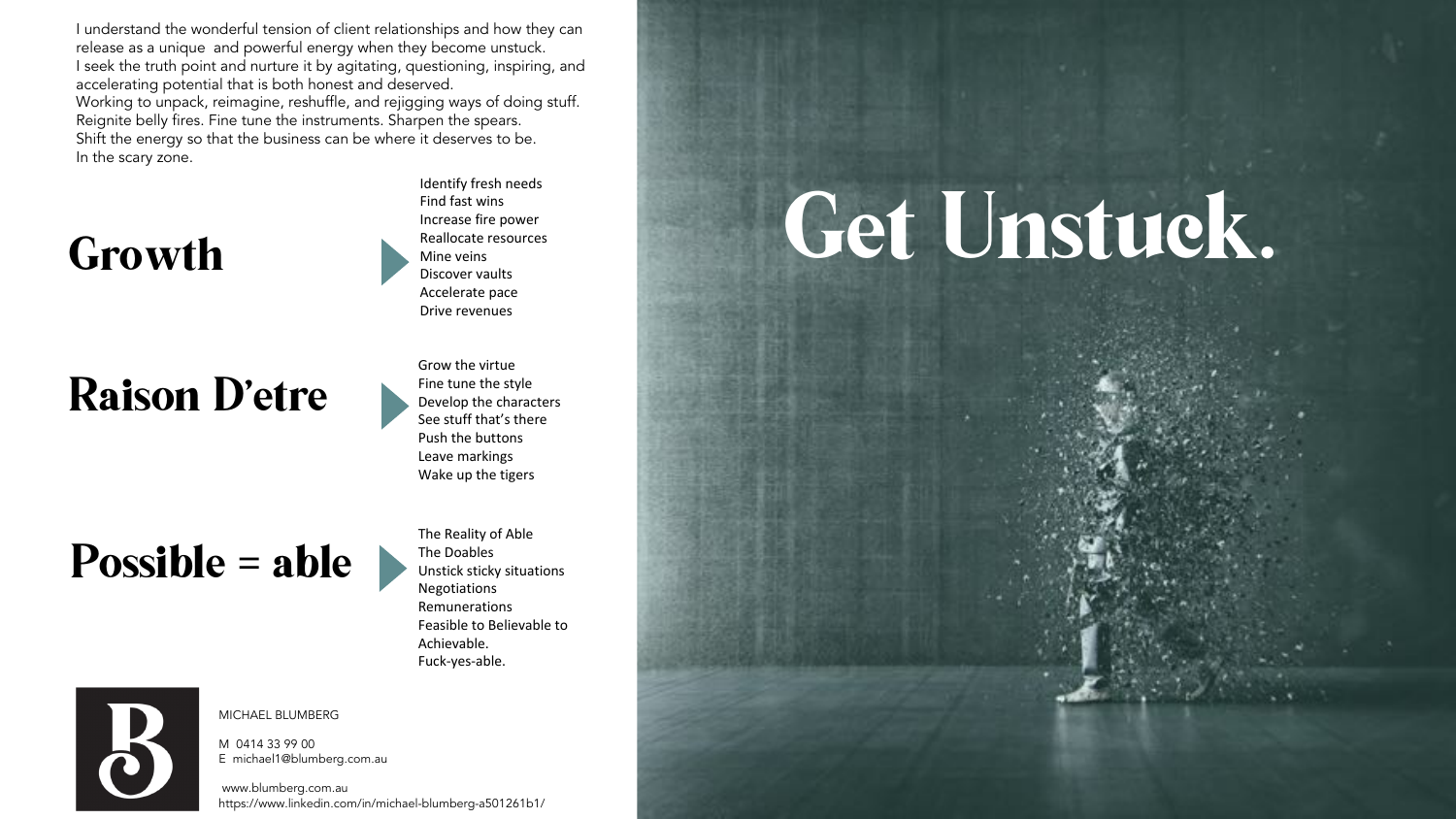I understand the wonderful tension of client relationships and how they can release as a unique and powerful energy when they become unstuck.
I seek the truth point and nurture it by agitating, questioning, inspiring, and accelerating potential that is both honest and deserved.
Working to unpack, reimagine, reshuffle, and rejigging ways of doing stuff.
Reignite belly fires. Fine tune the instruments. Sharpen the spears.
Shift the energy so that the business can be where it deserves to be.
In the scary zone.

## Growth

- Identify fresh needs
- Find fast wins
- Increase fire power
- Reallocate resources
- Mine veins
- Discover vaults
- Accelerate pace
- Drive revenues

## Raison D'etre

- Grow the virtue
- Fine tune the style
- Develop the characters
- See stuff that's there
- Push the buttons
- Leave markings
- Wake up the tigers

## Possible = able

- The Reality of Able
- The Doables
- Unstick sticky situations
- Negotiations
- Remunerations
- Feasible to Believable to Achievable.
- Fuck-yes-able.

# Get Unstuck.

MICHAEL BLUMBERG

M 0414 33 99 00
E michael1@blumberg.com.au

www.blumberg.com.au
https://www.linkedin.com/in/michael-blumberg-a501261b1/